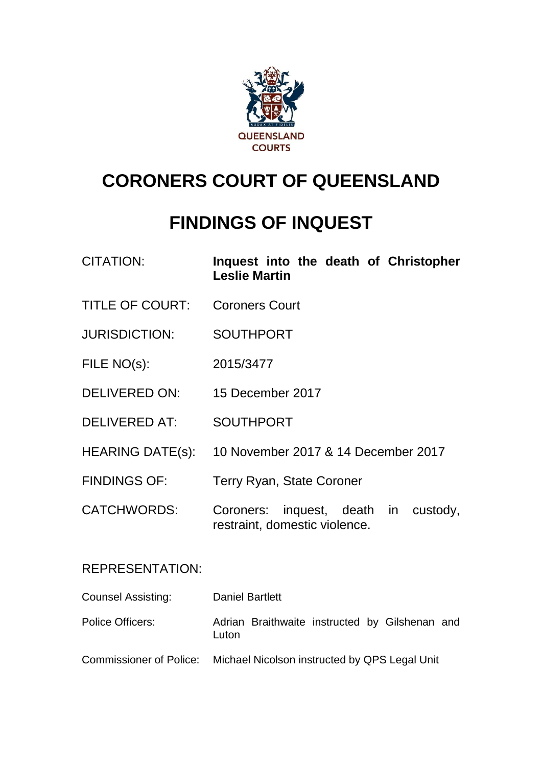QUEENSLAND COURTS

# CORONERS COURT OF QUEENSLAND

# FINDINGS OF INQUEST

| | |
|---|---|
| CITATION: | **Inquest into the death of Christopher Leslie Martin** |
| TITLE OF COURT: | Coroners Court |
| JURISDICTION: | SOUTHPORT |
| FILE NO(s): | 2015/3477 |
| DELIVERED ON: | 15 December 2017 |
| DELIVERED AT: | SOUTHPORT |
| HEARING DATE(s): | 10 November 2017 & 14 December 2017 |
| FINDINGS OF: | Terry Ryan, State Coroner |
| CATCHWORDS: | Coroners: inquest, death in custody, restraint, domestic violence. |

REPRESENTATION:

| | |
|---|---|
| Counsel Assisting: | Daniel Bartlett |
| Police Officers: | Adrian Braithwaite instructed by Gilshenan and Luton |
| Commissioner of Police: | Michael Nicolson instructed by QPS Legal Unit |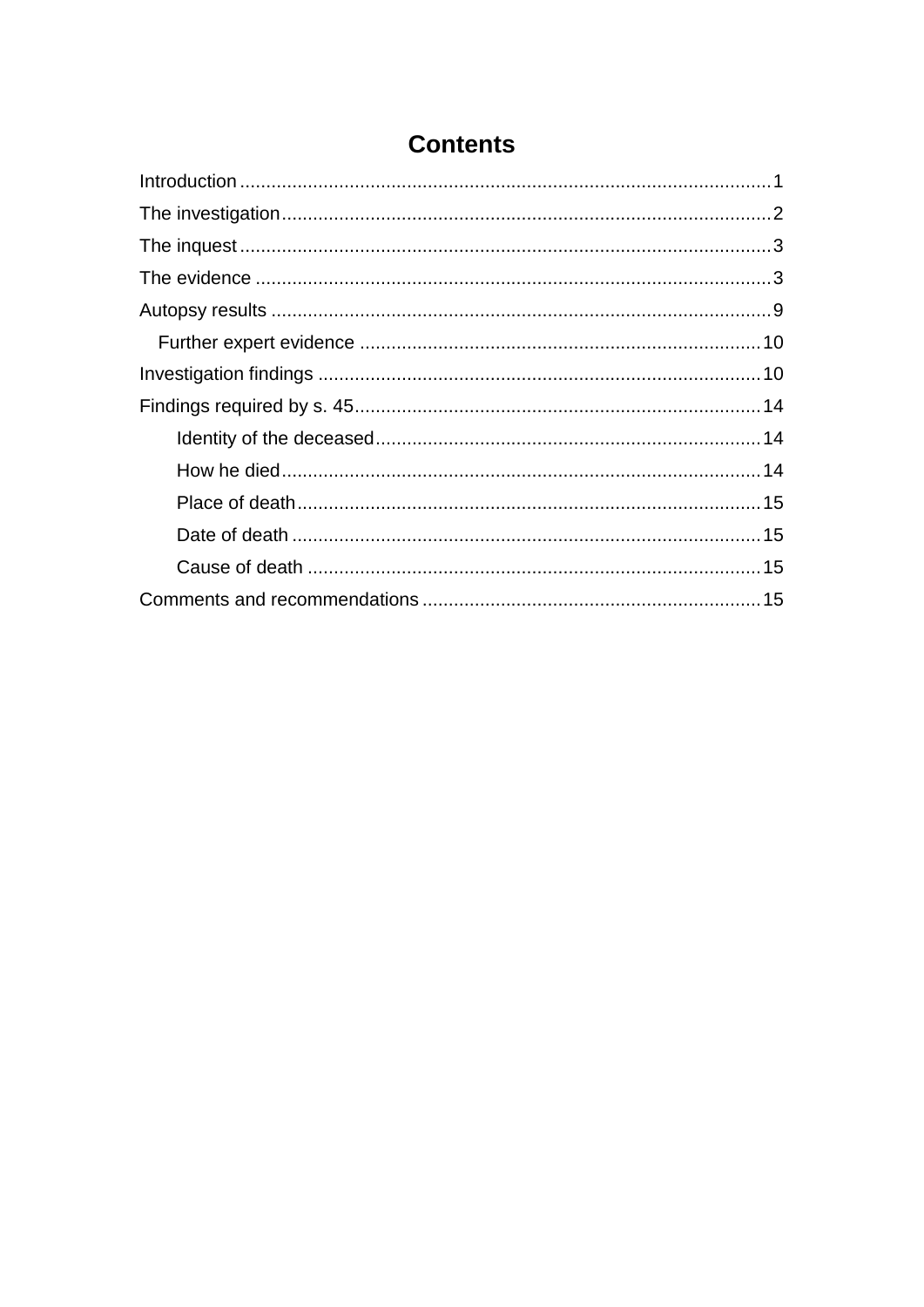# Contents

Introduction .................................................................................................... 1
The investigation ............................................................................................ 2
The inquest .................................................................................................... 3
The evidence .................................................................................................. 3
Autopsy results ............................................................................................... 9
  Further expert evidence ............................................................................ 10
Investigation findings .................................................................................... 10
Findings required by s. 45 ............................................................................. 14
    Identity of the deceased ......................................................................... 14
    How he died ........................................................................................... 14
    Place of death ........................................................................................ 15
    Date of death ......................................................................................... 15
    Cause of death ...................................................................................... 15
Comments and recommendations ................................................................ 15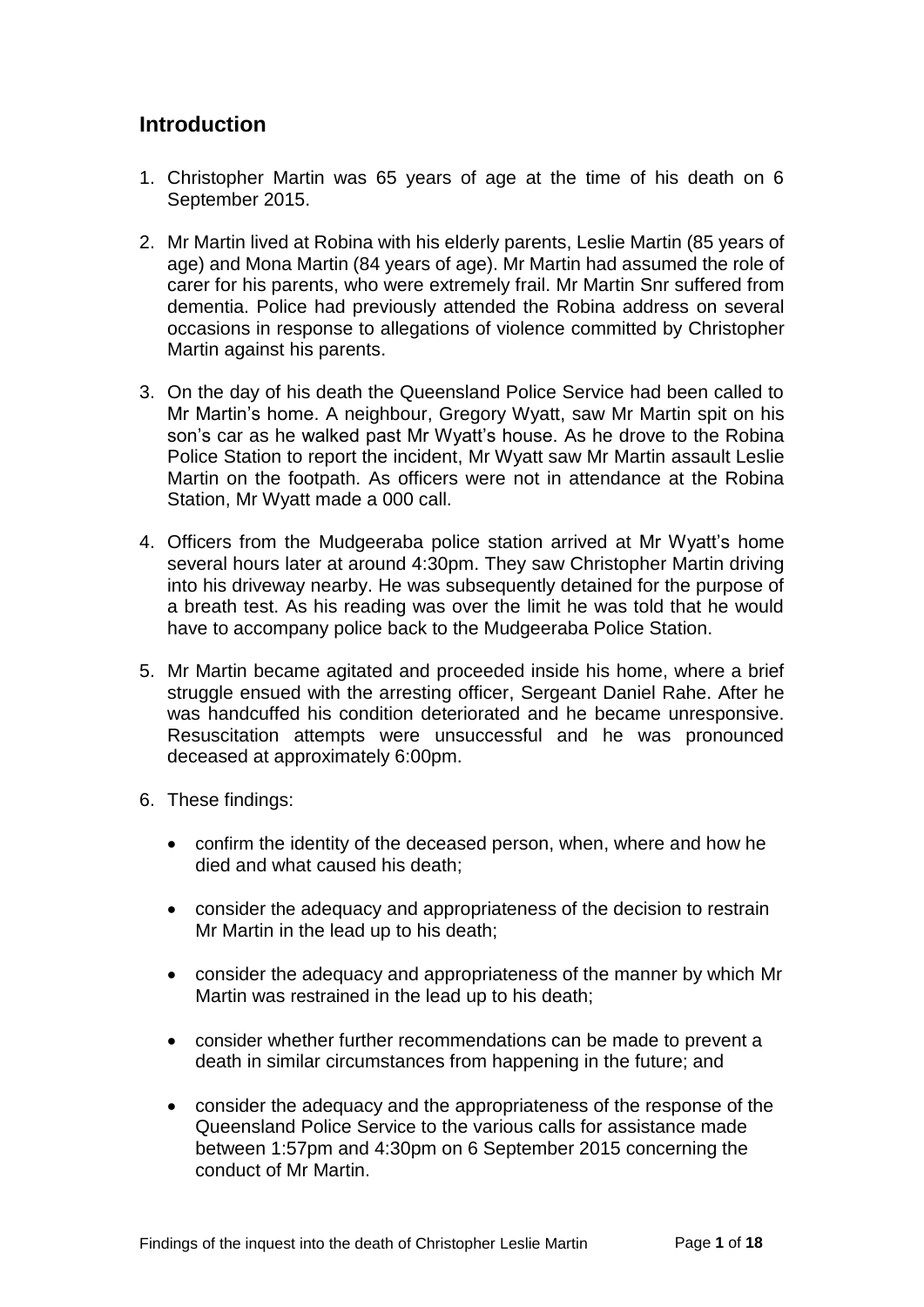## Introduction

1. Christopher Martin was 65 years of age at the time of his death on 6 September 2015.

2. Mr Martin lived at Robina with his elderly parents, Leslie Martin (85 years of age) and Mona Martin (84 years of age). Mr Martin had assumed the role of carer for his parents, who were extremely frail. Mr Martin Snr suffered from dementia. Police had previously attended the Robina address on several occasions in response to allegations of violence committed by Christopher Martin against his parents.

3. On the day of his death the Queensland Police Service had been called to Mr Martin's home. A neighbour, Gregory Wyatt, saw Mr Martin spit on his son's car as he walked past Mr Wyatt's house. As he drove to the Robina Police Station to report the incident, Mr Wyatt saw Mr Martin assault Leslie Martin on the footpath. As officers were not in attendance at the Robina Station, Mr Wyatt made a 000 call.

4. Officers from the Mudgeeraba police station arrived at Mr Wyatt's home several hours later at around 4:30pm. They saw Christopher Martin driving into his driveway nearby. He was subsequently detained for the purpose of a breath test. As his reading was over the limit he was told that he would have to accompany police back to the Mudgeeraba Police Station.

5. Mr Martin became agitated and proceeded inside his home, where a brief struggle ensued with the arresting officer, Sergeant Daniel Rahe. After he was handcuffed his condition deteriorated and he became unresponsive. Resuscitation attempts were unsuccessful and he was pronounced deceased at approximately 6:00pm.

6. These findings:

   - confirm the identity of the deceased person, when, where and how he died and what caused his death;
   - consider the adequacy and appropriateness of the decision to restrain Mr Martin in the lead up to his death;
   - consider the adequacy and appropriateness of the manner by which Mr Martin was restrained in the lead up to his death;
   - consider whether further recommendations can be made to prevent a death in similar circumstances from happening in the future; and
   - consider the adequacy and the appropriateness of the response of the Queensland Police Service to the various calls for assistance made between 1:57pm and 4:30pm on 6 September 2015 concerning the conduct of Mr Martin.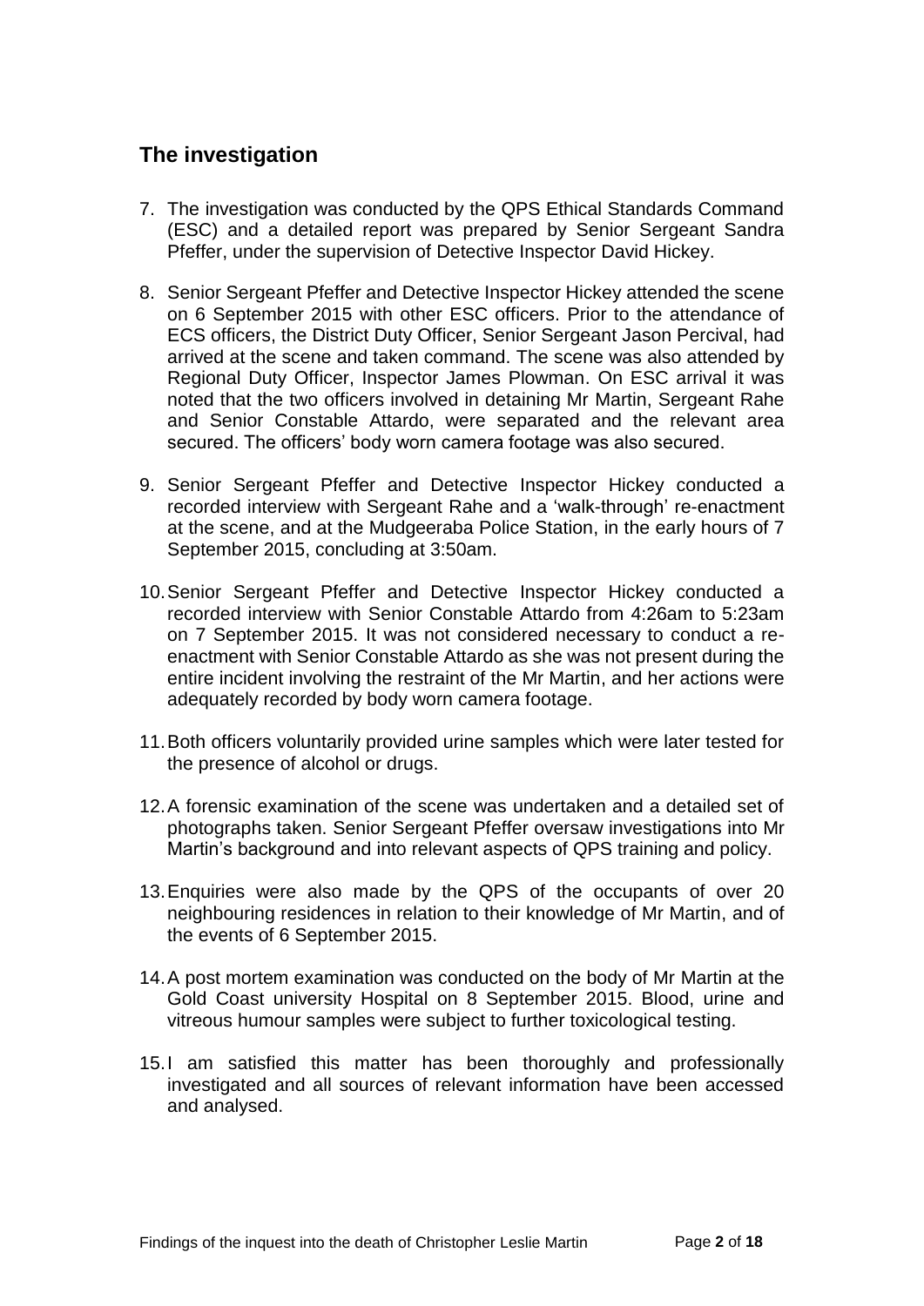## The investigation

7. The investigation was conducted by the QPS Ethical Standards Command (ESC) and a detailed report was prepared by Senior Sergeant Sandra Pfeffer, under the supervision of Detective Inspector David Hickey.

8. Senior Sergeant Pfeffer and Detective Inspector Hickey attended the scene on 6 September 2015 with other ESC officers. Prior to the attendance of ECS officers, the District Duty Officer, Senior Sergeant Jason Percival, had arrived at the scene and taken command. The scene was also attended by Regional Duty Officer, Inspector James Plowman. On ESC arrival it was noted that the two officers involved in detaining Mr Martin, Sergeant Rahe and Senior Constable Attardo, were separated and the relevant area secured. The officers' body worn camera footage was also secured.

9. Senior Sergeant Pfeffer and Detective Inspector Hickey conducted a recorded interview with Sergeant Rahe and a 'walk-through' re-enactment at the scene, and at the Mudgeeraba Police Station, in the early hours of 7 September 2015, concluding at 3:50am.

10. Senior Sergeant Pfeffer and Detective Inspector Hickey conducted a recorded interview with Senior Constable Attardo from 4:26am to 5:23am on 7 September 2015. It was not considered necessary to conduct a re-enactment with Senior Constable Attardo as she was not present during the entire incident involving the restraint of the Mr Martin, and her actions were adequately recorded by body worn camera footage.

11. Both officers voluntarily provided urine samples which were later tested for the presence of alcohol or drugs.

12. A forensic examination of the scene was undertaken and a detailed set of photographs taken. Senior Sergeant Pfeffer oversaw investigations into Mr Martin's background and into relevant aspects of QPS training and policy.

13. Enquiries were also made by the QPS of the occupants of over 20 neighbouring residences in relation to their knowledge of Mr Martin, and of the events of 6 September 2015.

14. A post mortem examination was conducted on the body of Mr Martin at the Gold Coast university Hospital on 8 September 2015. Blood, urine and vitreous humour samples were subject to further toxicological testing.

15. I am satisfied this matter has been thoroughly and professionally investigated and all sources of relevant information have been accessed and analysed.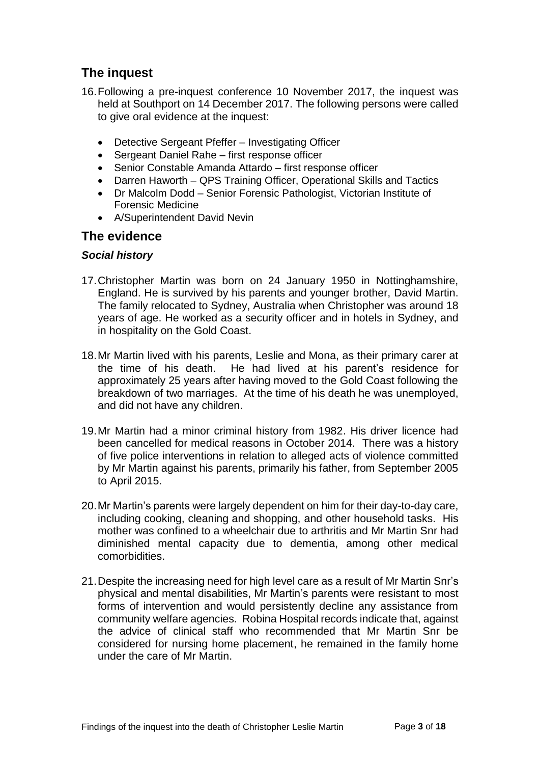## The inquest

16. Following a pre-inquest conference 10 November 2017, the inquest was held at Southport on 14 December 2017. The following persons were called to give oral evidence at the inquest:

    - Detective Sergeant Pfeffer – Investigating Officer
    - Sergeant Daniel Rahe – first response officer
    - Senior Constable Amanda Attardo – first response officer
    - Darren Haworth – QPS Training Officer, Operational Skills and Tactics
    - Dr Malcolm Dodd – Senior Forensic Pathologist, Victorian Institute of Forensic Medicine
    - A/Superintendent David Nevin

## The evidence

### *Social history*

17. Christopher Martin was born on 24 January 1950 in Nottinghamshire, England. He is survived by his parents and younger brother, David Martin. The family relocated to Sydney, Australia when Christopher was around 18 years of age. He worked as a security officer and in hotels in Sydney, and in hospitality on the Gold Coast.

18. Mr Martin lived with his parents, Leslie and Mona, as their primary carer at the time of his death. He had lived at his parent's residence for approximately 25 years after having moved to the Gold Coast following the breakdown of two marriages. At the time of his death he was unemployed, and did not have any children.

19. Mr Martin had a minor criminal history from 1982. His driver licence had been cancelled for medical reasons in October 2014. There was a history of five police interventions in relation to alleged acts of violence committed by Mr Martin against his parents, primarily his father, from September 2005 to April 2015.

20. Mr Martin's parents were largely dependent on him for their day-to-day care, including cooking, cleaning and shopping, and other household tasks. His mother was confined to a wheelchair due to arthritis and Mr Martin Snr had diminished mental capacity due to dementia, among other medical comorbidities.

21. Despite the increasing need for high level care as a result of Mr Martin Snr's physical and mental disabilities, Mr Martin's parents were resistant to most forms of intervention and would persistently decline any assistance from community welfare agencies. Robina Hospital records indicate that, against the advice of clinical staff who recommended that Mr Martin Snr be considered for nursing home placement, he remained in the family home under the care of Mr Martin.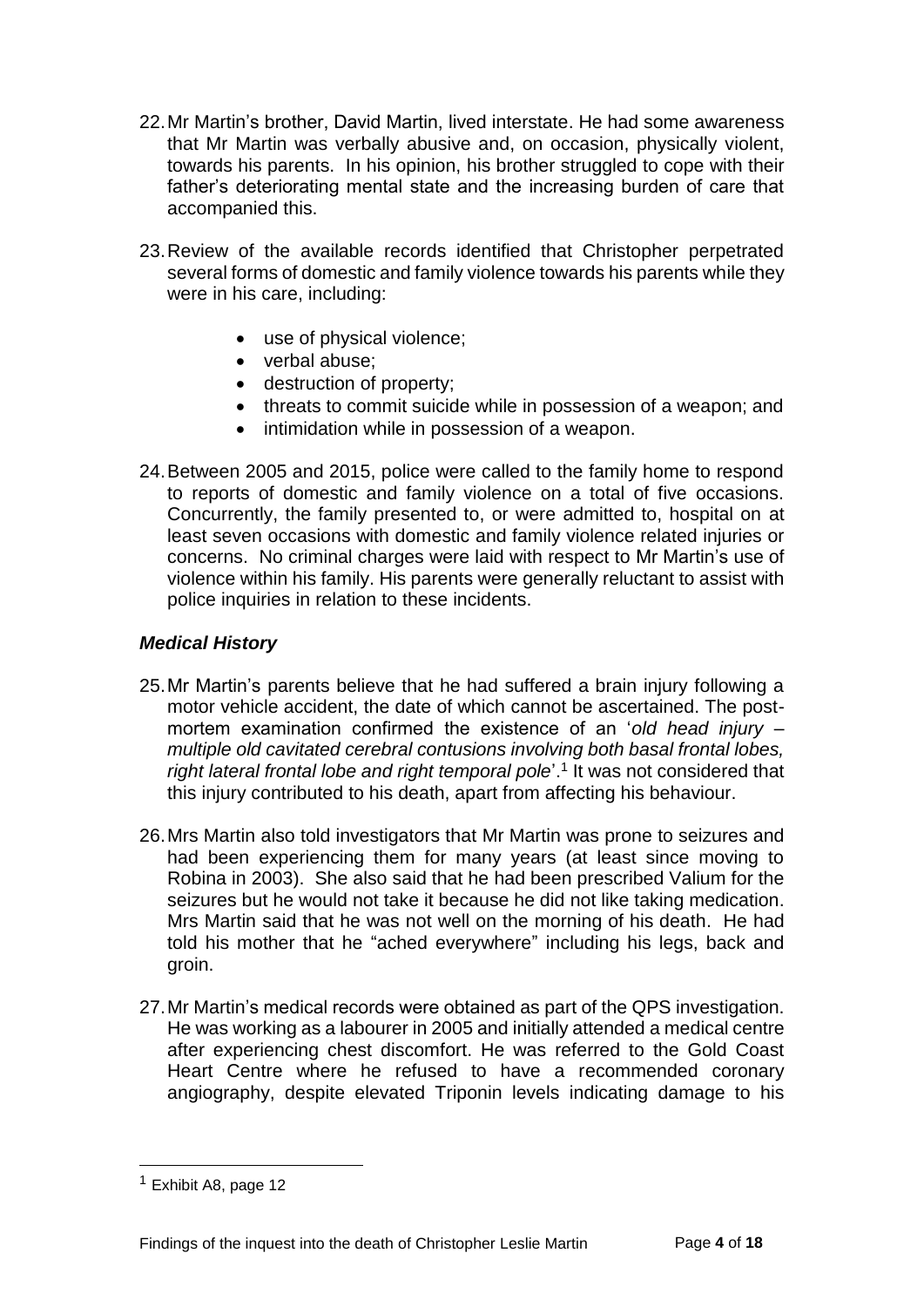22. Mr Martin's brother, David Martin, lived interstate. He had some awareness that Mr Martin was verbally abusive and, on occasion, physically violent, towards his parents. In his opinion, his brother struggled to cope with their father's deteriorating mental state and the increasing burden of care that accompanied this.

23. Review of the available records identified that Christopher perpetrated several forms of domestic and family violence towards his parents while they were in his care, including:

    - use of physical violence;
    - verbal abuse;
    - destruction of property;
    - threats to commit suicide while in possession of a weapon; and
    - intimidation while in possession of a weapon.

24. Between 2005 and 2015, police were called to the family home to respond to reports of domestic and family violence on a total of five occasions. Concurrently, the family presented to, or were admitted to, hospital on at least seven occasions with domestic and family violence related injuries or concerns. No criminal charges were laid with respect to Mr Martin's use of violence within his family. His parents were generally reluctant to assist with police inquiries in relation to these incidents.

### *Medical History*

25. Mr Martin's parents believe that he had suffered a brain injury following a motor vehicle accident, the date of which cannot be ascertained. The post-mortem examination confirmed the existence of an '*old head injury – multiple old cavitated cerebral contusions involving both basal frontal lobes, right lateral frontal lobe and right temporal pole*'.[1] It was not considered that this injury contributed to his death, apart from affecting his behaviour.

26. Mrs Martin also told investigators that Mr Martin was prone to seizures and had been experiencing them for many years (at least since moving to Robina in 2003). She also said that he had been prescribed Valium for the seizures but he would not take it because he did not like taking medication. Mrs Martin said that he was not well on the morning of his death. He had told his mother that he "ached everywhere" including his legs, back and groin.

27. Mr Martin's medical records were obtained as part of the QPS investigation. He was working as a labourer in 2005 and initially attended a medical centre after experiencing chest discomfort. He was referred to the Gold Coast Heart Centre where he refused to have a recommended coronary angiography, despite elevated Triponin levels indicating damage to his

[1] Exhibit A8, page 12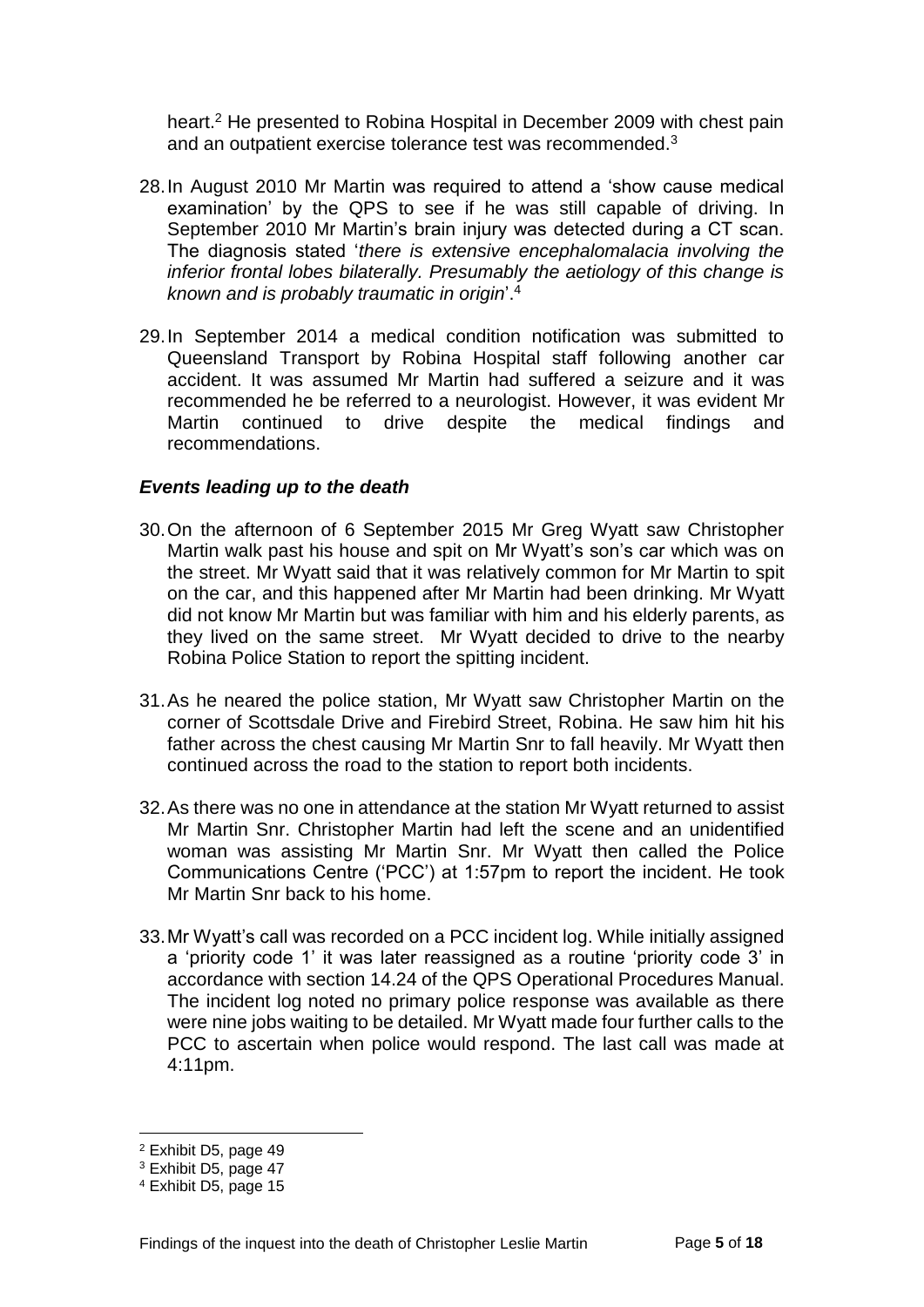heart.[2] He presented to Robina Hospital in December 2009 with chest pain and an outpatient exercise tolerance test was recommended.[3]

28. In August 2010 Mr Martin was required to attend a 'show cause medical examination' by the QPS to see if he was still capable of driving. In September 2010 Mr Martin's brain injury was detected during a CT scan. The diagnosis stated '*there is extensive encephalomalacia involving the inferior frontal lobes bilaterally. Presumably the aetiology of this change is known and is probably traumatic in origin*'.[4]

29. In September 2014 a medical condition notification was submitted to Queensland Transport by Robina Hospital staff following another car accident. It was assumed Mr Martin had suffered a seizure and it was recommended he be referred to a neurologist. However, it was evident Mr Martin continued to drive despite the medical findings and recommendations.

### *Events leading up to the death*

30. On the afternoon of 6 September 2015 Mr Greg Wyatt saw Christopher Martin walk past his house and spit on Mr Wyatt's son's car which was on the street. Mr Wyatt said that it was relatively common for Mr Martin to spit on the car, and this happened after Mr Martin had been drinking. Mr Wyatt did not know Mr Martin but was familiar with him and his elderly parents, as they lived on the same street. Mr Wyatt decided to drive to the nearby Robina Police Station to report the spitting incident.

31. As he neared the police station, Mr Wyatt saw Christopher Martin on the corner of Scottsdale Drive and Firebird Street, Robina. He saw him hit his father across the chest causing Mr Martin Snr to fall heavily. Mr Wyatt then continued across the road to the station to report both incidents.

32. As there was no one in attendance at the station Mr Wyatt returned to assist Mr Martin Snr. Christopher Martin had left the scene and an unidentified woman was assisting Mr Martin Snr. Mr Wyatt then called the Police Communications Centre ('PCC') at 1:57pm to report the incident. He took Mr Martin Snr back to his home.

33. Mr Wyatt's call was recorded on a PCC incident log. While initially assigned a 'priority code 1' it was later reassigned as a routine 'priority code 3' in accordance with section 14.24 of the QPS Operational Procedures Manual. The incident log noted no primary police response was available as there were nine jobs waiting to be detailed. Mr Wyatt made four further calls to the PCC to ascertain when police would respond. The last call was made at 4:11pm.

---

[2] Exhibit D5, page 49

[3] Exhibit D5, page 47

[4] Exhibit D5, page 15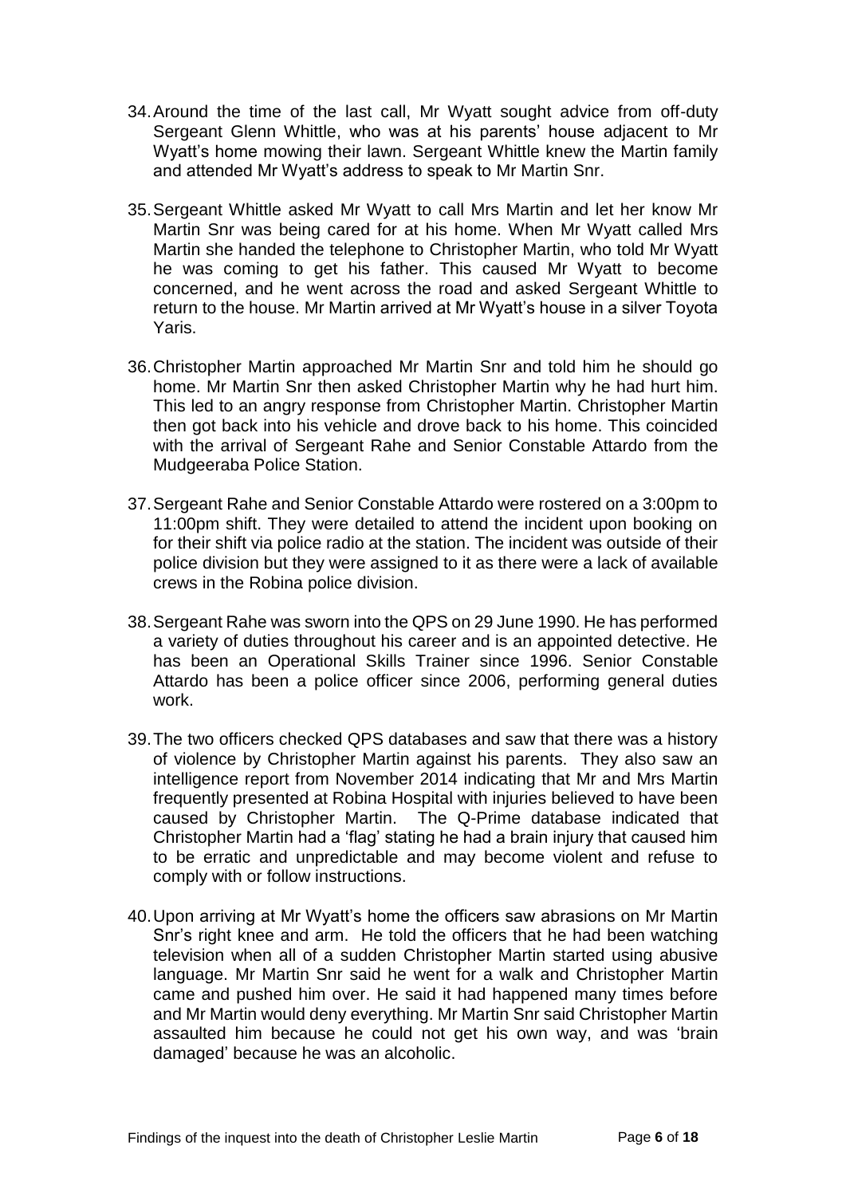34. Around the time of the last call, Mr Wyatt sought advice from off-duty Sergeant Glenn Whittle, who was at his parents' house adjacent to Mr Wyatt's home mowing their lawn. Sergeant Whittle knew the Martin family and attended Mr Wyatt's address to speak to Mr Martin Snr.

35. Sergeant Whittle asked Mr Wyatt to call Mrs Martin and let her know Mr Martin Snr was being cared for at his home. When Mr Wyatt called Mrs Martin she handed the telephone to Christopher Martin, who told Mr Wyatt he was coming to get his father. This caused Mr Wyatt to become concerned, and he went across the road and asked Sergeant Whittle to return to the house. Mr Martin arrived at Mr Wyatt's house in a silver Toyota Yaris.

36. Christopher Martin approached Mr Martin Snr and told him he should go home. Mr Martin Snr then asked Christopher Martin why he had hurt him. This led to an angry response from Christopher Martin. Christopher Martin then got back into his vehicle and drove back to his home. This coincided with the arrival of Sergeant Rahe and Senior Constable Attardo from the Mudgeeraba Police Station.

37. Sergeant Rahe and Senior Constable Attardo were rostered on a 3:00pm to 11:00pm shift. They were detailed to attend the incident upon booking on for their shift via police radio at the station. The incident was outside of their police division but they were assigned to it as there were a lack of available crews in the Robina police division.

38. Sergeant Rahe was sworn into the QPS on 29 June 1990. He has performed a variety of duties throughout his career and is an appointed detective. He has been an Operational Skills Trainer since 1996. Senior Constable Attardo has been a police officer since 2006, performing general duties work.

39. The two officers checked QPS databases and saw that there was a history of violence by Christopher Martin against his parents. They also saw an intelligence report from November 2014 indicating that Mr and Mrs Martin frequently presented at Robina Hospital with injuries believed to have been caused by Christopher Martin. The Q-Prime database indicated that Christopher Martin had a 'flag' stating he had a brain injury that caused him to be erratic and unpredictable and may become violent and refuse to comply with or follow instructions.

40. Upon arriving at Mr Wyatt's home the officers saw abrasions on Mr Martin Snr's right knee and arm. He told the officers that he had been watching television when all of a sudden Christopher Martin started using abusive language. Mr Martin Snr said he went for a walk and Christopher Martin came and pushed him over. He said it had happened many times before and Mr Martin would deny everything. Mr Martin Snr said Christopher Martin assaulted him because he could not get his own way, and was 'brain damaged' because he was an alcoholic.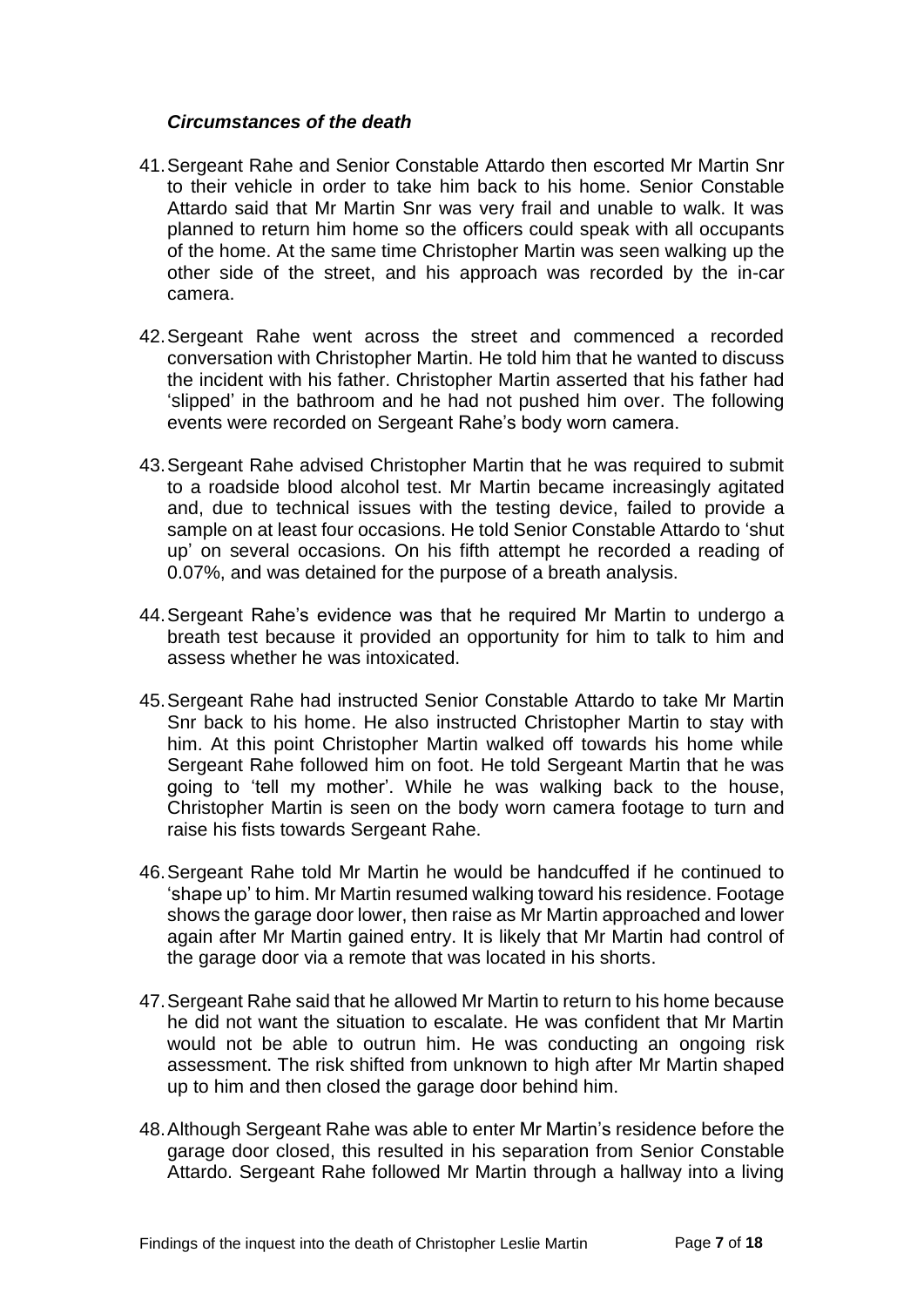### *Circumstances of the death*

41. Sergeant Rahe and Senior Constable Attardo then escorted Mr Martin Snr to their vehicle in order to take him back to his home. Senior Constable Attardo said that Mr Martin Snr was very frail and unable to walk. It was planned to return him home so the officers could speak with all occupants of the home. At the same time Christopher Martin was seen walking up the other side of the street, and his approach was recorded by the in-car camera.

42. Sergeant Rahe went across the street and commenced a recorded conversation with Christopher Martin. He told him that he wanted to discuss the incident with his father. Christopher Martin asserted that his father had 'slipped' in the bathroom and he had not pushed him over. The following events were recorded on Sergeant Rahe's body worn camera.

43. Sergeant Rahe advised Christopher Martin that he was required to submit to a roadside blood alcohol test. Mr Martin became increasingly agitated and, due to technical issues with the testing device, failed to provide a sample on at least four occasions. He told Senior Constable Attardo to 'shut up' on several occasions. On his fifth attempt he recorded a reading of 0.07%, and was detained for the purpose of a breath analysis.

44. Sergeant Rahe's evidence was that he required Mr Martin to undergo a breath test because it provided an opportunity for him to talk to him and assess whether he was intoxicated.

45. Sergeant Rahe had instructed Senior Constable Attardo to take Mr Martin Snr back to his home. He also instructed Christopher Martin to stay with him. At this point Christopher Martin walked off towards his home while Sergeant Rahe followed him on foot. He told Sergeant Martin that he was going to 'tell my mother'. While he was walking back to the house, Christopher Martin is seen on the body worn camera footage to turn and raise his fists towards Sergeant Rahe.

46. Sergeant Rahe told Mr Martin he would be handcuffed if he continued to 'shape up' to him. Mr Martin resumed walking toward his residence. Footage shows the garage door lower, then raise as Mr Martin approached and lower again after Mr Martin gained entry. It is likely that Mr Martin had control of the garage door via a remote that was located in his shorts.

47. Sergeant Rahe said that he allowed Mr Martin to return to his home because he did not want the situation to escalate. He was confident that Mr Martin would not be able to outrun him. He was conducting an ongoing risk assessment. The risk shifted from unknown to high after Mr Martin shaped up to him and then closed the garage door behind him.

48. Although Sergeant Rahe was able to enter Mr Martin's residence before the garage door closed, this resulted in his separation from Senior Constable Attardo. Sergeant Rahe followed Mr Martin through a hallway into a living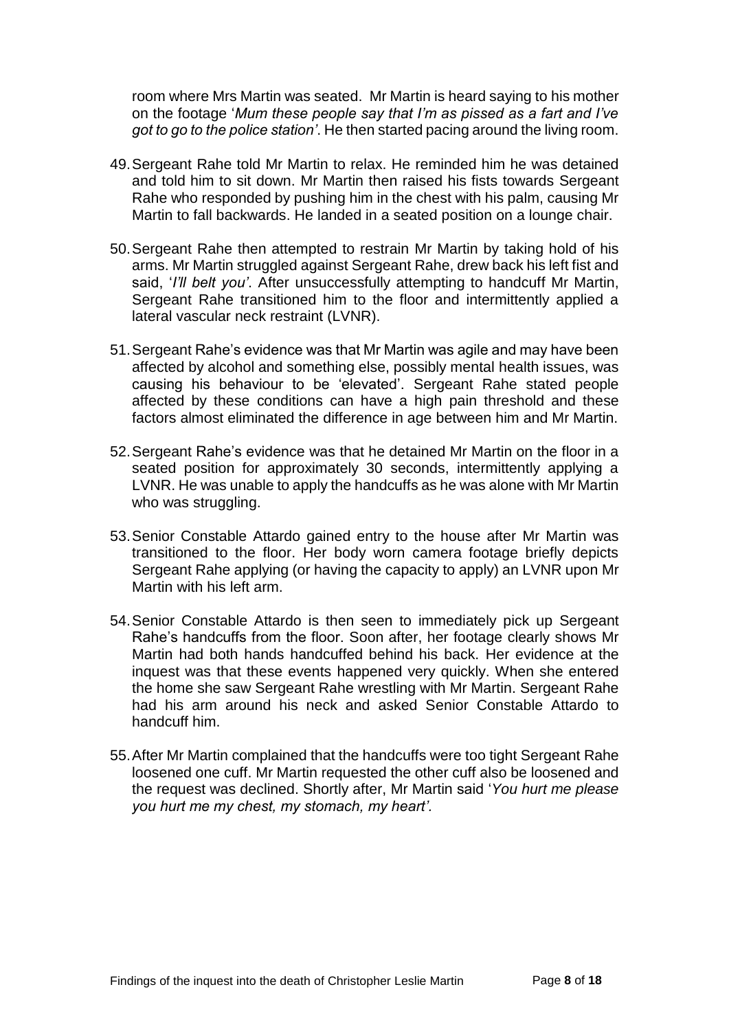room where Mrs Martin was seated. Mr Martin is heard saying to his mother on the footage '*Mum these people say that I'm as pissed as a fart and I've got to go to the police station'*. He then started pacing around the living room.

49. Sergeant Rahe told Mr Martin to relax. He reminded him he was detained and told him to sit down. Mr Martin then raised his fists towards Sergeant Rahe who responded by pushing him in the chest with his palm, causing Mr Martin to fall backwards. He landed in a seated position on a lounge chair.

50. Sergeant Rahe then attempted to restrain Mr Martin by taking hold of his arms. Mr Martin struggled against Sergeant Rahe, drew back his left fist and said, '*I'll belt you'*. After unsuccessfully attempting to handcuff Mr Martin, Sergeant Rahe transitioned him to the floor and intermittently applied a lateral vascular neck restraint (LVNR).

51. Sergeant Rahe's evidence was that Mr Martin was agile and may have been affected by alcohol and something else, possibly mental health issues, was causing his behaviour to be 'elevated'. Sergeant Rahe stated people affected by these conditions can have a high pain threshold and these factors almost eliminated the difference in age between him and Mr Martin.

52. Sergeant Rahe's evidence was that he detained Mr Martin on the floor in a seated position for approximately 30 seconds, intermittently applying a LVNR. He was unable to apply the handcuffs as he was alone with Mr Martin who was struggling.

53. Senior Constable Attardo gained entry to the house after Mr Martin was transitioned to the floor. Her body worn camera footage briefly depicts Sergeant Rahe applying (or having the capacity to apply) an LVNR upon Mr Martin with his left arm.

54. Senior Constable Attardo is then seen to immediately pick up Sergeant Rahe's handcuffs from the floor. Soon after, her footage clearly shows Mr Martin had both hands handcuffed behind his back. Her evidence at the inquest was that these events happened very quickly. When she entered the home she saw Sergeant Rahe wrestling with Mr Martin. Sergeant Rahe had his arm around his neck and asked Senior Constable Attardo to handcuff him.

55. After Mr Martin complained that the handcuffs were too tight Sergeant Rahe loosened one cuff. Mr Martin requested the other cuff also be loosened and the request was declined. Shortly after, Mr Martin said '*You hurt me please you hurt me my chest, my stomach, my heart'.*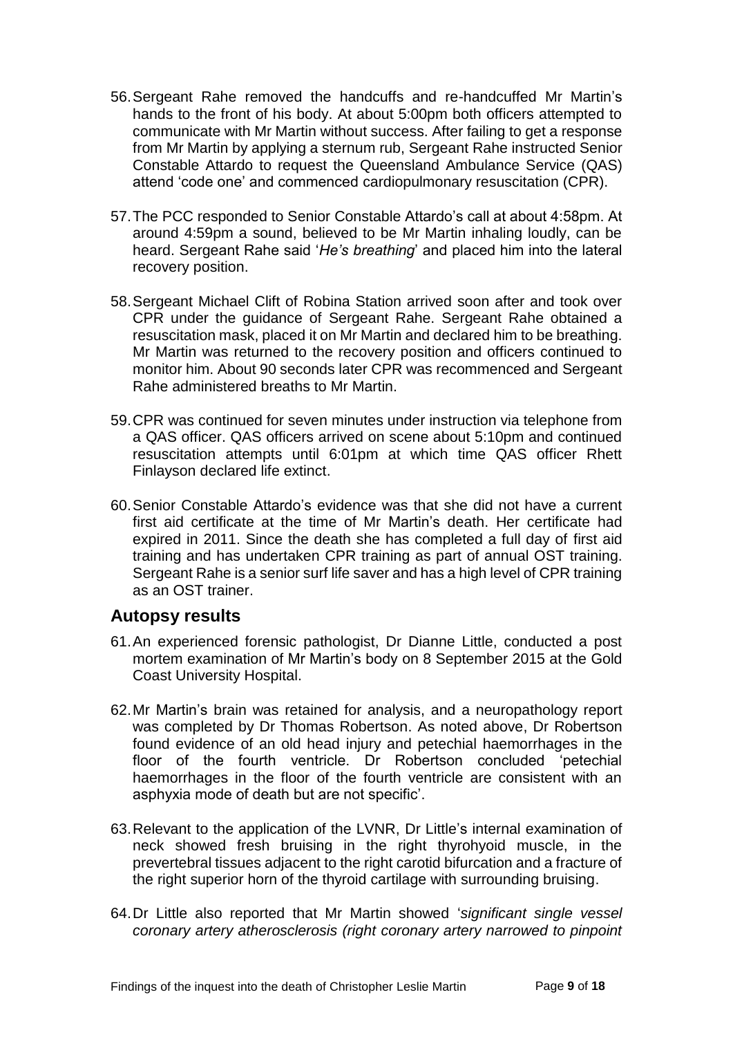56. Sergeant Rahe removed the handcuffs and re-handcuffed Mr Martin's hands to the front of his body. At about 5:00pm both officers attempted to communicate with Mr Martin without success. After failing to get a response from Mr Martin by applying a sternum rub, Sergeant Rahe instructed Senior Constable Attardo to request the Queensland Ambulance Service (QAS) attend 'code one' and commenced cardiopulmonary resuscitation (CPR).

57. The PCC responded to Senior Constable Attardo's call at about 4:58pm. At around 4:59pm a sound, believed to be Mr Martin inhaling loudly, can be heard. Sergeant Rahe said '*He's breathing*' and placed him into the lateral recovery position.

58. Sergeant Michael Clift of Robina Station arrived soon after and took over CPR under the guidance of Sergeant Rahe. Sergeant Rahe obtained a resuscitation mask, placed it on Mr Martin and declared him to be breathing. Mr Martin was returned to the recovery position and officers continued to monitor him. About 90 seconds later CPR was recommenced and Sergeant Rahe administered breaths to Mr Martin.

59. CPR was continued for seven minutes under instruction via telephone from a QAS officer. QAS officers arrived on scene about 5:10pm and continued resuscitation attempts until 6:01pm at which time QAS officer Rhett Finlayson declared life extinct.

60. Senior Constable Attardo's evidence was that she did not have a current first aid certificate at the time of Mr Martin's death. Her certificate had expired in 2011. Since the death she has completed a full day of first aid training and has undertaken CPR training as part of annual OST training. Sergeant Rahe is a senior surf life saver and has a high level of CPR training as an OST trainer.

## Autopsy results

61. An experienced forensic pathologist, Dr Dianne Little, conducted a post mortem examination of Mr Martin's body on 8 September 2015 at the Gold Coast University Hospital.

62. Mr Martin's brain was retained for analysis, and a neuropathology report was completed by Dr Thomas Robertson. As noted above, Dr Robertson found evidence of an old head injury and petechial haemorrhages in the floor of the fourth ventricle. Dr Robertson concluded 'petechial haemorrhages in the floor of the fourth ventricle are consistent with an asphyxia mode of death but are not specific'.

63. Relevant to the application of the LVNR, Dr Little's internal examination of neck showed fresh bruising in the right thyrohyoid muscle, in the prevertebral tissues adjacent to the right carotid bifurcation and a fracture of the right superior horn of the thyroid cartilage with surrounding bruising.

64. Dr Little also reported that Mr Martin showed '*significant single vessel coronary artery atherosclerosis (right coronary artery narrowed to pinpoint*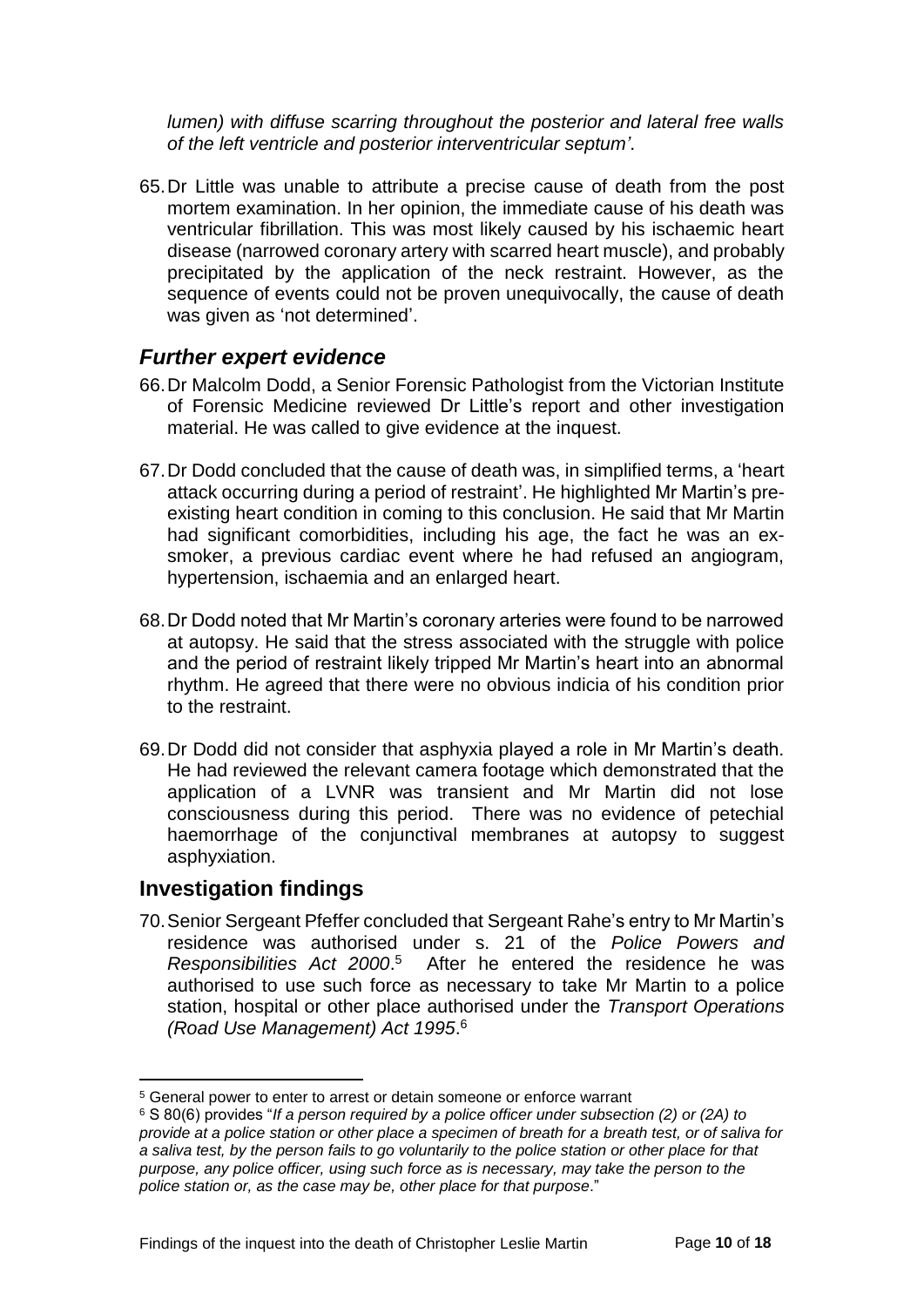*lumen) with diffuse scarring throughout the posterior and lateral free walls of the left ventricle and posterior interventricular septum'*.

65. Dr Little was unable to attribute a precise cause of death from the post mortem examination. In her opinion, the immediate cause of his death was ventricular fibrillation. This was most likely caused by his ischaemic heart disease (narrowed coronary artery with scarred heart muscle), and probably precipitated by the application of the neck restraint. However, as the sequence of events could not be proven unequivocally, the cause of death was given as 'not determined'.

## *Further expert evidence*

66. Dr Malcolm Dodd, a Senior Forensic Pathologist from the Victorian Institute of Forensic Medicine reviewed Dr Little's report and other investigation material. He was called to give evidence at the inquest.

67. Dr Dodd concluded that the cause of death was, in simplified terms, a 'heart attack occurring during a period of restraint'. He highlighted Mr Martin's pre-existing heart condition in coming to this conclusion. He said that Mr Martin had significant comorbidities, including his age, the fact he was an ex-smoker, a previous cardiac event where he had refused an angiogram, hypertension, ischaemia and an enlarged heart.

68. Dr Dodd noted that Mr Martin's coronary arteries were found to be narrowed at autopsy. He said that the stress associated with the struggle with police and the period of restraint likely tripped Mr Martin's heart into an abnormal rhythm. He agreed that there were no obvious indicia of his condition prior to the restraint.

69. Dr Dodd did not consider that asphyxia played a role in Mr Martin's death. He had reviewed the relevant camera footage which demonstrated that the application of a LVNR was transient and Mr Martin did not lose consciousness during this period. There was no evidence of petechial haemorrhage of the conjunctival membranes at autopsy to suggest asphyxiation.

## Investigation findings

70. Senior Sergeant Pfeffer concluded that Sergeant Rahe's entry to Mr Martin's residence was authorised under s. 21 of the *Police Powers and Responsibilities Act 2000*.[5] After he entered the residence he was authorised to use such force as necessary to take Mr Martin to a police station, hospital or other place authorised under the *Transport Operations (Road Use Management) Act 1995*.[6]

---

[5] General power to enter to arrest or detain someone or enforce warrant

[6] S 80(6) provides "*If a person required by a police officer under subsection (2) or (2A) to provide at a police station or other place a specimen of breath for a breath test, or of saliva for a saliva test, by the person fails to go voluntarily to the police station or other place for that purpose, any police officer, using such force as is necessary, may take the person to the police station or, as the case may be, other place for that purpose*."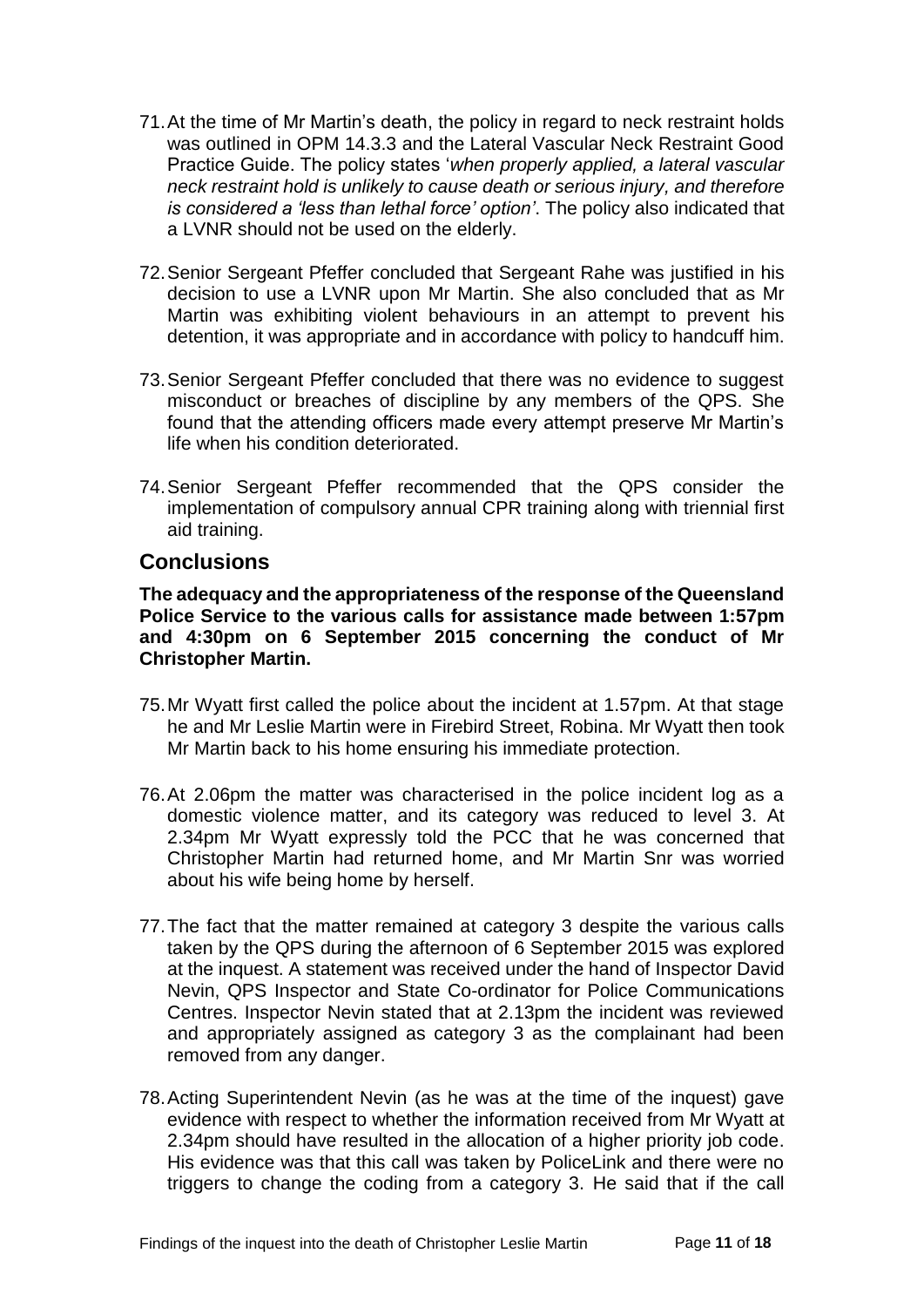71. At the time of Mr Martin's death, the policy in regard to neck restraint holds was outlined in OPM 14.3.3 and the Lateral Vascular Neck Restraint Good Practice Guide. The policy states '*when properly applied, a lateral vascular neck restraint hold is unlikely to cause death or serious injury, and therefore is considered a 'less than lethal force' option'*. The policy also indicated that a LVNR should not be used on the elderly.

72. Senior Sergeant Pfeffer concluded that Sergeant Rahe was justified in his decision to use a LVNR upon Mr Martin. She also concluded that as Mr Martin was exhibiting violent behaviours in an attempt to prevent his detention, it was appropriate and in accordance with policy to handcuff him.

73. Senior Sergeant Pfeffer concluded that there was no evidence to suggest misconduct or breaches of discipline by any members of the QPS. She found that the attending officers made every attempt preserve Mr Martin's life when his condition deteriorated.

74. Senior Sergeant Pfeffer recommended that the QPS consider the implementation of compulsory annual CPR training along with triennial first aid training.

## Conclusions

**The adequacy and the appropriateness of the response of the Queensland Police Service to the various calls for assistance made between 1:57pm and 4:30pm on 6 September 2015 concerning the conduct of Mr Christopher Martin.**

75. Mr Wyatt first called the police about the incident at 1.57pm. At that stage he and Mr Leslie Martin were in Firebird Street, Robina. Mr Wyatt then took Mr Martin back to his home ensuring his immediate protection.

76. At 2.06pm the matter was characterised in the police incident log as a domestic violence matter, and its category was reduced to level 3. At 2.34pm Mr Wyatt expressly told the PCC that he was concerned that Christopher Martin had returned home, and Mr Martin Snr was worried about his wife being home by herself.

77. The fact that the matter remained at category 3 despite the various calls taken by the QPS during the afternoon of 6 September 2015 was explored at the inquest. A statement was received under the hand of Inspector David Nevin, QPS Inspector and State Co-ordinator for Police Communications Centres. Inspector Nevin stated that at 2.13pm the incident was reviewed and appropriately assigned as category 3 as the complainant had been removed from any danger.

78. Acting Superintendent Nevin (as he was at the time of the inquest) gave evidence with respect to whether the information received from Mr Wyatt at 2.34pm should have resulted in the allocation of a higher priority job code. His evidence was that this call was taken by PoliceLink and there were no triggers to change the coding from a category 3. He said that if the call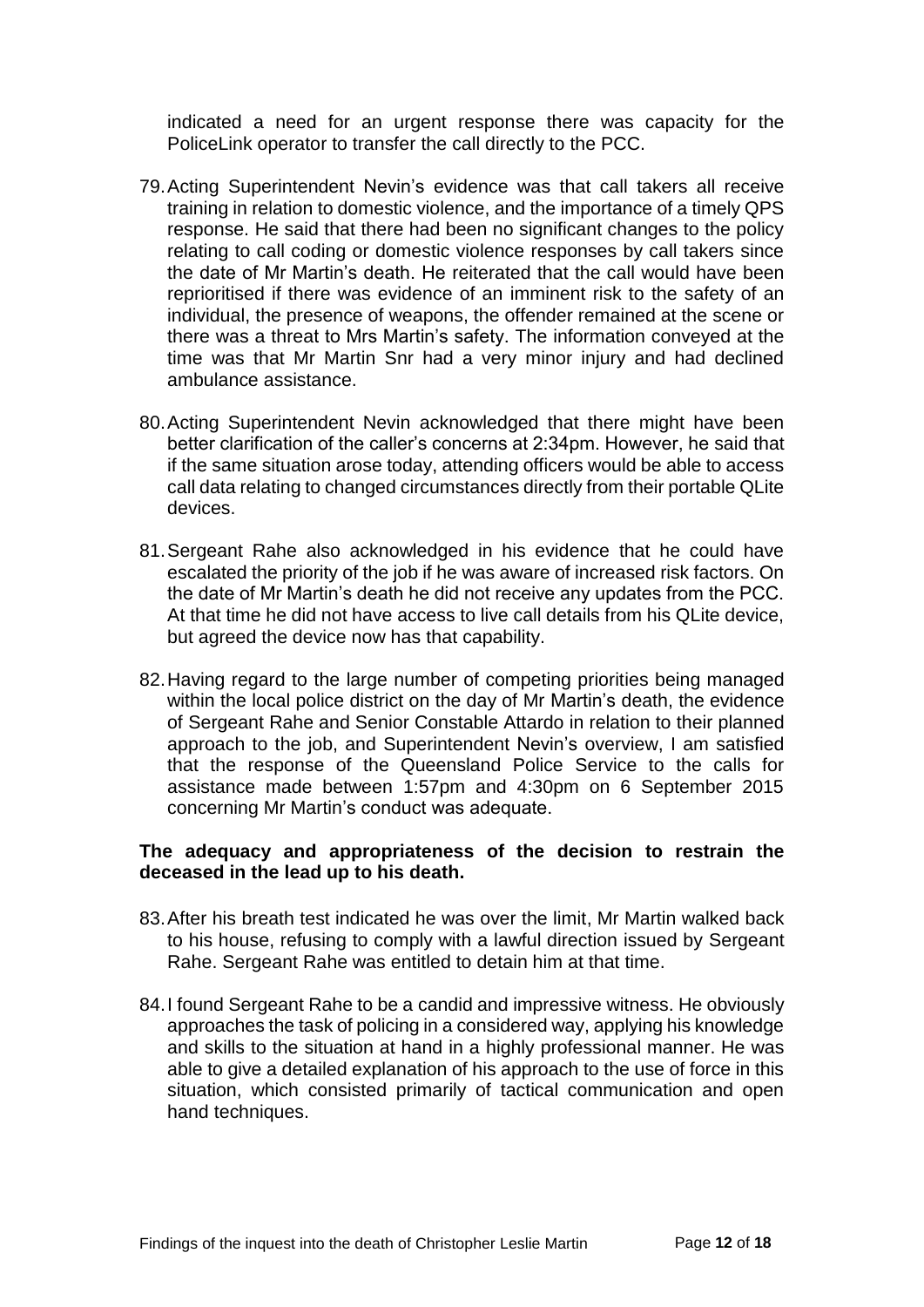indicated a need for an urgent response there was capacity for the PoliceLink operator to transfer the call directly to the PCC.

79. Acting Superintendent Nevin's evidence was that call takers all receive training in relation to domestic violence, and the importance of a timely QPS response. He said that there had been no significant changes to the policy relating to call coding or domestic violence responses by call takers since the date of Mr Martin's death. He reiterated that the call would have been reprioritised if there was evidence of an imminent risk to the safety of an individual, the presence of weapons, the offender remained at the scene or there was a threat to Mrs Martin's safety. The information conveyed at the time was that Mr Martin Snr had a very minor injury and had declined ambulance assistance.

80. Acting Superintendent Nevin acknowledged that there might have been better clarification of the caller's concerns at 2:34pm. However, he said that if the same situation arose today, attending officers would be able to access call data relating to changed circumstances directly from their portable QLite devices.

81. Sergeant Rahe also acknowledged in his evidence that he could have escalated the priority of the job if he was aware of increased risk factors. On the date of Mr Martin's death he did not receive any updates from the PCC. At that time he did not have access to live call details from his QLite device, but agreed the device now has that capability.

82. Having regard to the large number of competing priorities being managed within the local police district on the day of Mr Martin's death, the evidence of Sergeant Rahe and Senior Constable Attardo in relation to their planned approach to the job, and Superintendent Nevin's overview, I am satisfied that the response of the Queensland Police Service to the calls for assistance made between 1:57pm and 4:30pm on 6 September 2015 concerning Mr Martin's conduct was adequate.

**The adequacy and appropriateness of the decision to restrain the deceased in the lead up to his death.**

83. After his breath test indicated he was over the limit, Mr Martin walked back to his house, refusing to comply with a lawful direction issued by Sergeant Rahe. Sergeant Rahe was entitled to detain him at that time.

84. I found Sergeant Rahe to be a candid and impressive witness. He obviously approaches the task of policing in a considered way, applying his knowledge and skills to the situation at hand in a highly professional manner. He was able to give a detailed explanation of his approach to the use of force in this situation, which consisted primarily of tactical communication and open hand techniques.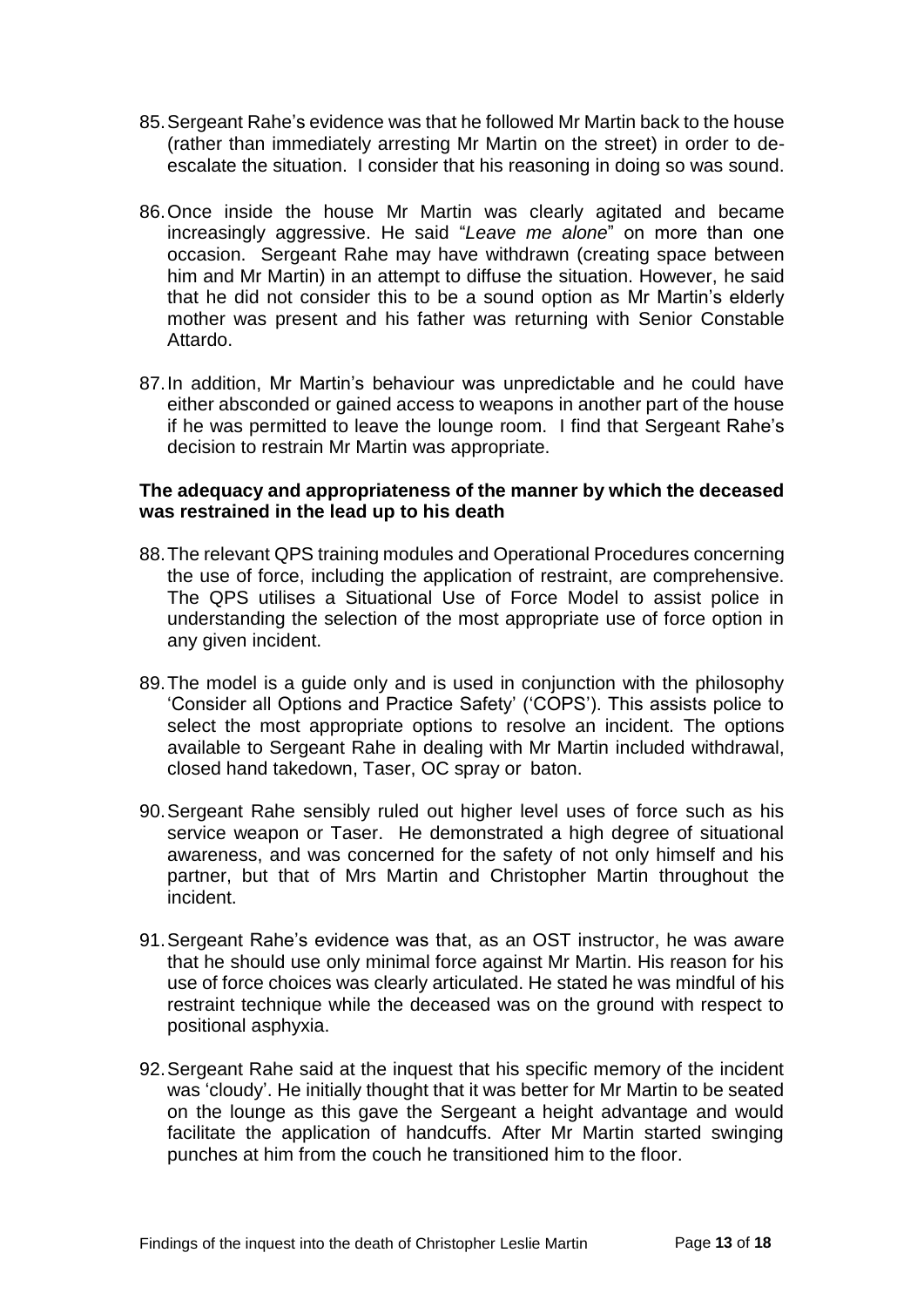85. Sergeant Rahe's evidence was that he followed Mr Martin back to the house (rather than immediately arresting Mr Martin on the street) in order to de-escalate the situation. I consider that his reasoning in doing so was sound.

86. Once inside the house Mr Martin was clearly agitated and became increasingly aggressive. He said "*Leave me alone*" on more than one occasion. Sergeant Rahe may have withdrawn (creating space between him and Mr Martin) in an attempt to diffuse the situation. However, he said that he did not consider this to be a sound option as Mr Martin's elderly mother was present and his father was returning with Senior Constable Attardo.

87. In addition, Mr Martin's behaviour was unpredictable and he could have either absconded or gained access to weapons in another part of the house if he was permitted to leave the lounge room. I find that Sergeant Rahe's decision to restrain Mr Martin was appropriate.

### The adequacy and appropriateness of the manner by which the deceased was restrained in the lead up to his death

88. The relevant QPS training modules and Operational Procedures concerning the use of force, including the application of restraint, are comprehensive. The QPS utilises a Situational Use of Force Model to assist police in understanding the selection of the most appropriate use of force option in any given incident.

89. The model is a guide only and is used in conjunction with the philosophy 'Consider all Options and Practice Safety' ('COPS'). This assists police to select the most appropriate options to resolve an incident. The options available to Sergeant Rahe in dealing with Mr Martin included withdrawal, closed hand takedown, Taser, OC spray or baton.

90. Sergeant Rahe sensibly ruled out higher level uses of force such as his service weapon or Taser. He demonstrated a high degree of situational awareness, and was concerned for the safety of not only himself and his partner, but that of Mrs Martin and Christopher Martin throughout the incident.

91. Sergeant Rahe's evidence was that, as an OST instructor, he was aware that he should use only minimal force against Mr Martin. His reason for his use of force choices was clearly articulated. He stated he was mindful of his restraint technique while the deceased was on the ground with respect to positional asphyxia.

92. Sergeant Rahe said at the inquest that his specific memory of the incident was 'cloudy'. He initially thought that it was better for Mr Martin to be seated on the lounge as this gave the Sergeant a height advantage and would facilitate the application of handcuffs. After Mr Martin started swinging punches at him from the couch he transitioned him to the floor.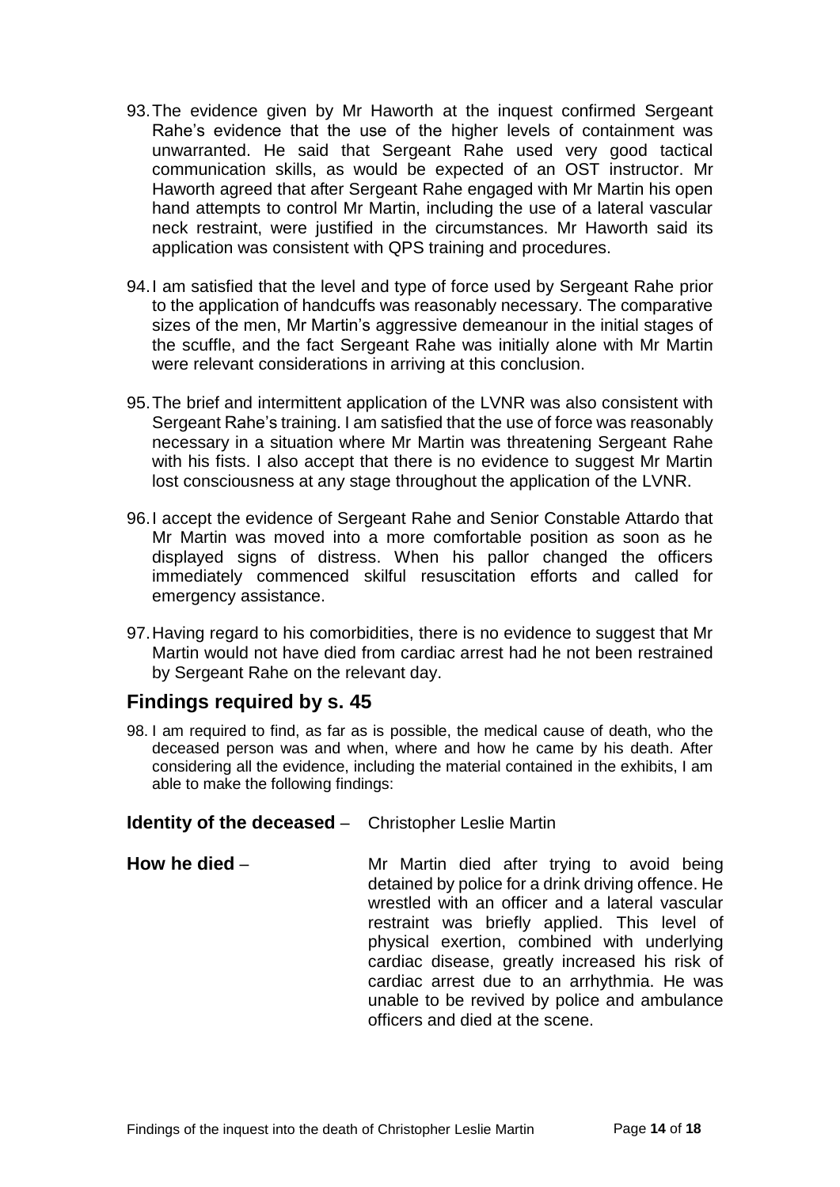93. The evidence given by Mr Haworth at the inquest confirmed Sergeant Rahe's evidence that the use of the higher levels of containment was unwarranted. He said that Sergeant Rahe used very good tactical communication skills, as would be expected of an OST instructor. Mr Haworth agreed that after Sergeant Rahe engaged with Mr Martin his open hand attempts to control Mr Martin, including the use of a lateral vascular neck restraint, were justified in the circumstances. Mr Haworth said its application was consistent with QPS training and procedures.

94. I am satisfied that the level and type of force used by Sergeant Rahe prior to the application of handcuffs was reasonably necessary. The comparative sizes of the men, Mr Martin's aggressive demeanour in the initial stages of the scuffle, and the fact Sergeant Rahe was initially alone with Mr Martin were relevant considerations in arriving at this conclusion.

95. The brief and intermittent application of the LVNR was also consistent with Sergeant Rahe's training. I am satisfied that the use of force was reasonably necessary in a situation where Mr Martin was threatening Sergeant Rahe with his fists. I also accept that there is no evidence to suggest Mr Martin lost consciousness at any stage throughout the application of the LVNR.

96. I accept the evidence of Sergeant Rahe and Senior Constable Attardo that Mr Martin was moved into a more comfortable position as soon as he displayed signs of distress. When his pallor changed the officers immediately commenced skilful resuscitation efforts and called for emergency assistance.

97. Having regard to his comorbidities, there is no evidence to suggest that Mr Martin would not have died from cardiac arrest had he not been restrained by Sergeant Rahe on the relevant day.

## Findings required by s. 45

98. I am required to find, as far as is possible, the medical cause of death, who the deceased person was and when, where and how he came by his death. After considering all the evidence, including the material contained in the exhibits, I am able to make the following findings:

**Identity of the deceased** – Christopher Leslie Martin

**How he died** – Mr Martin died after trying to avoid being detained by police for a drink driving offence. He wrestled with an officer and a lateral vascular restraint was briefly applied. This level of physical exertion, combined with underlying cardiac disease, greatly increased his risk of cardiac arrest due to an arrhythmia. He was unable to be revived by police and ambulance officers and died at the scene.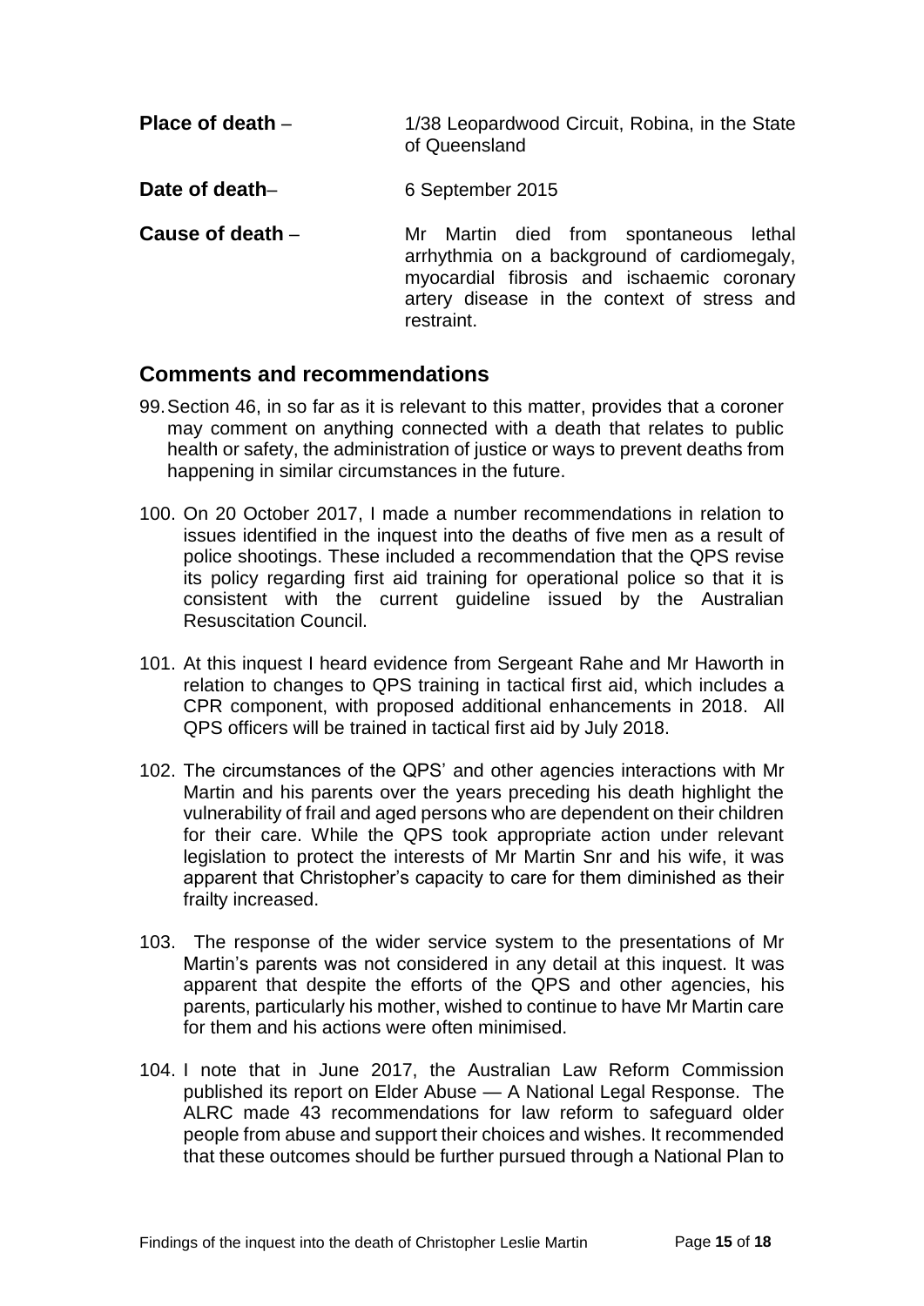**Place of death** – 1/38 Leopardwood Circuit, Robina, in the State of Queensland

**Date of death**– 6 September 2015

**Cause of death** – Mr Martin died from spontaneous lethal arrhythmia on a background of cardiomegaly, myocardial fibrosis and ischaemic coronary artery disease in the context of stress and restraint.

## Comments and recommendations

99. Section 46, in so far as it is relevant to this matter, provides that a coroner may comment on anything connected with a death that relates to public health or safety, the administration of justice or ways to prevent deaths from happening in similar circumstances in the future.

100. On 20 October 2017, I made a number recommendations in relation to issues identified in the inquest into the deaths of five men as a result of police shootings. These included a recommendation that the QPS revise its policy regarding first aid training for operational police so that it is consistent with the current guideline issued by the Australian Resuscitation Council.

101. At this inquest I heard evidence from Sergeant Rahe and Mr Haworth in relation to changes to QPS training in tactical first aid, which includes a CPR component, with proposed additional enhancements in 2018. All QPS officers will be trained in tactical first aid by July 2018.

102. The circumstances of the QPS' and other agencies interactions with Mr Martin and his parents over the years preceding his death highlight the vulnerability of frail and aged persons who are dependent on their children for their care. While the QPS took appropriate action under relevant legislation to protect the interests of Mr Martin Snr and his wife, it was apparent that Christopher's capacity to care for them diminished as their frailty increased.

103. The response of the wider service system to the presentations of Mr Martin's parents was not considered in any detail at this inquest. It was apparent that despite the efforts of the QPS and other agencies, his parents, particularly his mother, wished to continue to have Mr Martin care for them and his actions were often minimised.

104. I note that in June 2017, the Australian Law Reform Commission published its report on Elder Abuse — A National Legal Response. The ALRC made 43 recommendations for law reform to safeguard older people from abuse and support their choices and wishes. It recommended that these outcomes should be further pursued through a National Plan to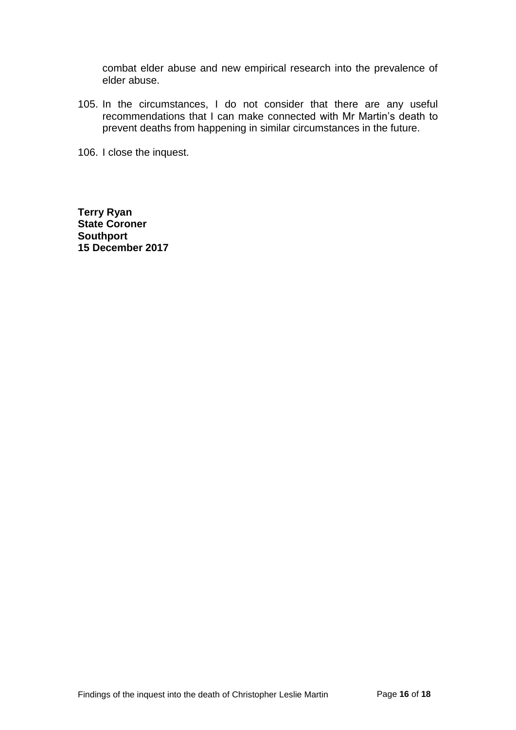combat elder abuse and new empirical research into the prevalence of elder abuse.

105. In the circumstances, I do not consider that there are any useful recommendations that I can make connected with Mr Martin's death to prevent deaths from happening in similar circumstances in the future.

106. I close the inquest.

**Terry Ryan**
**State Coroner**
**Southport**
**15 December 2017**